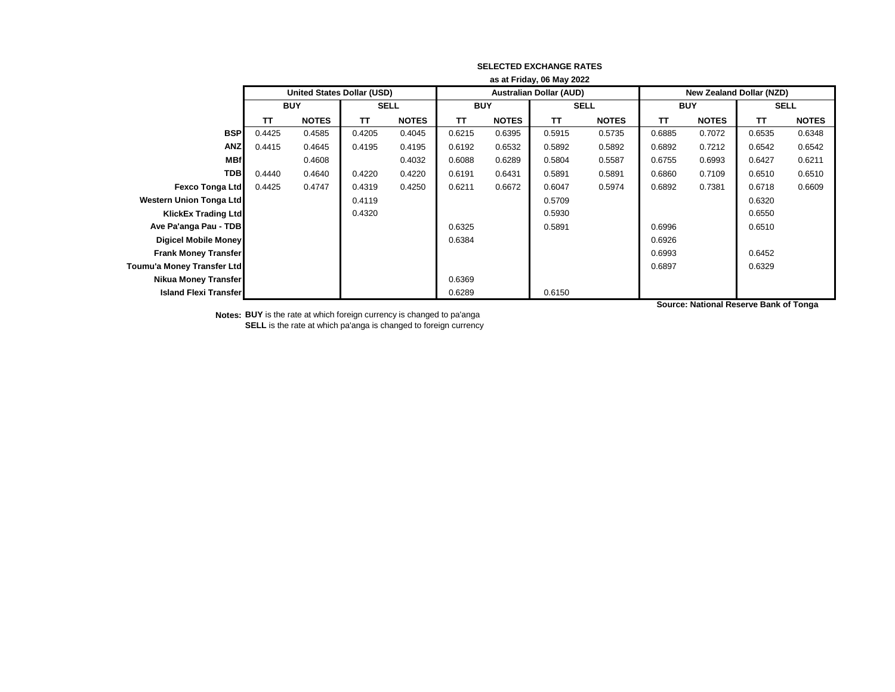**SELECTED EXCHANGE RATES**

**as at Friday, 06 May 2022**

| | United States Dollar (USD) | | | | Australian Dollar (AUD) | | | | New Zealand Dollar (NZD) | | | |
|---|---|---|---|---|---|---|---|---|---|---|---|---|
| | BUY | | SELL | | BUY | | SELL | | BUY | | SELL | |
| | TT | NOTES | TT | NOTES | TT | NOTES | TT | NOTES | TT | NOTES | TT | NOTES |
| **BSP** | 0.4425 | 0.4585 | 0.4205 | 0.4045 | 0.6215 | 0.6395 | 0.5915 | 0.5735 | 0.6885 | 0.7072 | 0.6535 | 0.6348 |
| **ANZ** | 0.4415 | 0.4645 | 0.4195 | 0.4195 | 0.6192 | 0.6532 | 0.5892 | 0.5892 | 0.6892 | 0.7212 | 0.6542 | 0.6542 |
| **MBf** | | 0.4608 | | 0.4032 | 0.6088 | 0.6289 | 0.5804 | 0.5587 | 0.6755 | 0.6993 | 0.6427 | 0.6211 |
| **TDB** | 0.4440 | 0.4640 | 0.4220 | 0.4220 | 0.6191 | 0.6431 | 0.5891 | 0.5891 | 0.6860 | 0.7109 | 0.6510 | 0.6510 |
| **Fexco Tonga Ltd** | 0.4425 | 0.4747 | 0.4319 | 0.4250 | 0.6211 | 0.6672 | 0.6047 | 0.5974 | 0.6892 | 0.7381 | 0.6718 | 0.6609 |
| **Western Union Tonga Ltd** | | | 0.4119 | | | | 0.5709 | | | | 0.6320 | |
| **KlickEx Trading Ltd** | | | 0.4320 | | | | 0.5930 | | | | 0.6550 | |
| **Ave Pa'anga Pau - TDB** | | | | | 0.6325 | | 0.5891 | | 0.6996 | | 0.6510 | |
| **Digicel Mobile Money** | | | | | 0.6384 | | | | 0.6926 | | | |
| **Frank Money Transfer** | | | | | | | | | 0.6993 | | 0.6452 | |
| **Toumu'a Money Transfer Ltd** | | | | | | | | | 0.6897 | | 0.6329 | |
| **Nikua Money Transfer** | | | | | 0.6369 | | | | | | | |
| **Island Flexi Transfer** | | | | | 0.6289 | | 0.6150 | | | | | |

**Source: National Reserve Bank of Tonga**

**Notes:** **BUY** is the rate at which foreign currency is changed to pa'anga
**SELL** is the rate at which pa'anga is changed to foreign currency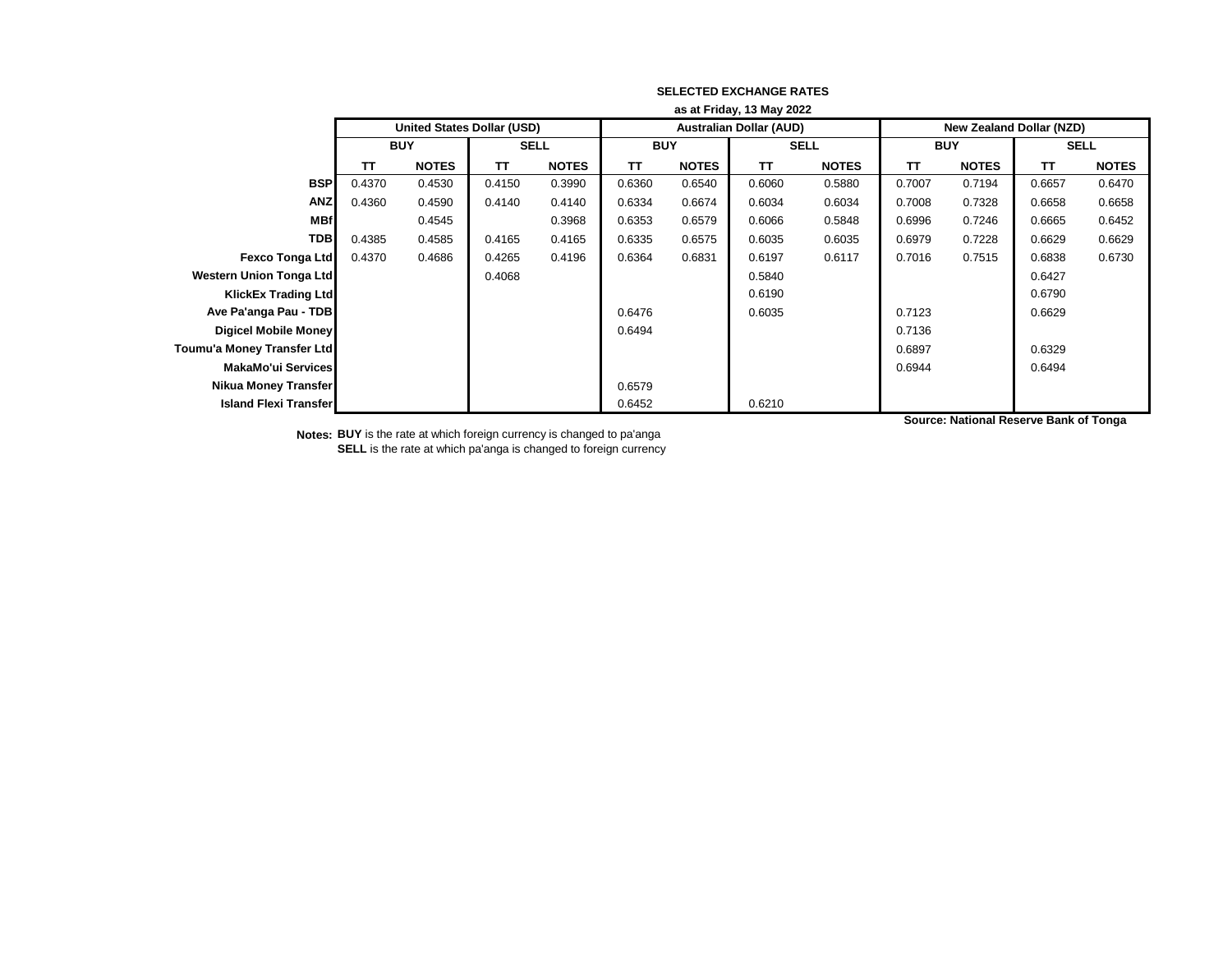**SELECTED EXCHANGE RATES**

**as at Friday, 13 May 2022**

| | United States Dollar (USD) | | | | Australian Dollar (AUD) | | | | New Zealand Dollar (NZD) | | | |
|---|---|---|---|---|---|---|---|---|---|---|---|---|
| | BUY | | SELL | | BUY | | SELL | | BUY | | SELL | |
| | TT | NOTES | TT | NOTES | TT | NOTES | TT | NOTES | TT | NOTES | TT | NOTES |
| **BSP** | 0.4370 | 0.4530 | 0.4150 | 0.3990 | 0.6360 | 0.6540 | 0.6060 | 0.5880 | 0.7007 | 0.7194 | 0.6657 | 0.6470 |
| **ANZ** | 0.4360 | 0.4590 | 0.4140 | 0.4140 | 0.6334 | 0.6674 | 0.6034 | 0.6034 | 0.7008 | 0.7328 | 0.6658 | 0.6658 |
| **MBf** | | 0.4545 | | 0.3968 | 0.6353 | 0.6579 | 0.6066 | 0.5848 | 0.6996 | 0.7246 | 0.6665 | 0.6452 |
| **TDB** | 0.4385 | 0.4585 | 0.4165 | 0.4165 | 0.6335 | 0.6575 | 0.6035 | 0.6035 | 0.6979 | 0.7228 | 0.6629 | 0.6629 |
| **Fexco Tonga Ltd** | 0.4370 | 0.4686 | 0.4265 | 0.4196 | 0.6364 | 0.6831 | 0.6197 | 0.6117 | 0.7016 | 0.7515 | 0.6838 | 0.6730 |
| **Western Union Tonga Ltd** | | | 0.4068 | | | | 0.5840 | | | | 0.6427 | |
| **KlickEx Trading Ltd** | | | | | | | 0.6190 | | | | 0.6790 | |
| **Ave Pa'anga Pau - TDB** | | | | | 0.6476 | | 0.6035 | | 0.7123 | | 0.6629 | |
| **Digicel Mobile Money** | | | | | 0.6494 | | | | 0.7136 | | | |
| **Toumu'a Money Transfer Ltd** | | | | | | | | | 0.6897 | | 0.6329 | |
| **MakaMo'ui Services** | | | | | | | | | 0.6944 | | 0.6494 | |
| **Nikua Money Transfer** | | | | | 0.6579 | | | | | | | |
| **Island Flexi Transfer** | | | | | 0.6452 | | 0.6210 | | | | | |

**Source: National Reserve Bank of Tonga**

**Notes:** **BUY** is the rate at which foreign currency is changed to pa'anga
**SELL** is the rate at which pa'anga is changed to foreign currency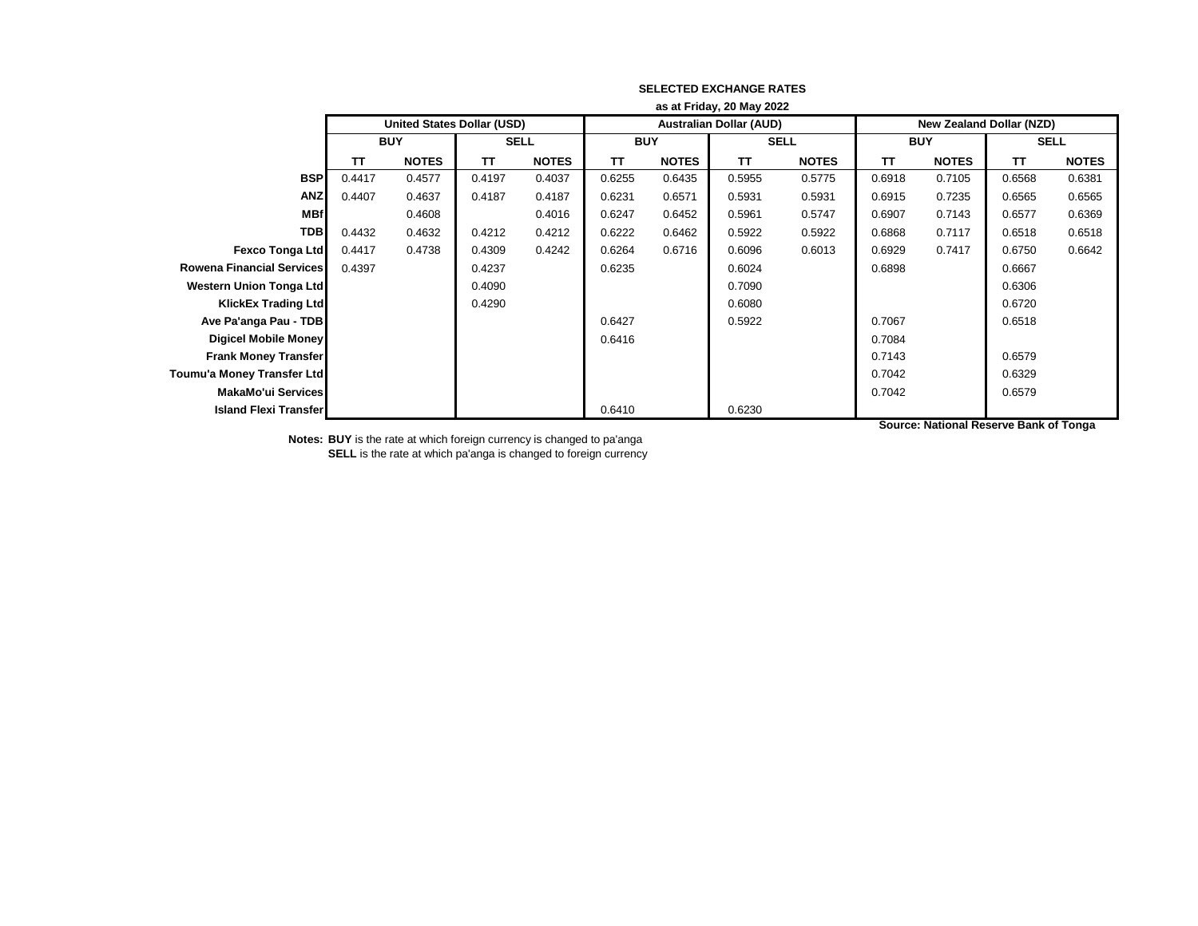**SELECTED EXCHANGE RATES**

**as at Friday, 20 May 2022**

| | United States Dollar (USD) | | | | Australian Dollar (AUD) | | | | New Zealand Dollar (NZD) | | | |
|---|---|---|---|---|---|---|---|---|---|---|---|---|
| | BUY | | SELL | | BUY | | SELL | | BUY | | SELL | |
| | TT | NOTES | TT | NOTES | TT | NOTES | TT | NOTES | TT | NOTES | TT | NOTES |
| **BSP** | 0.4417 | 0.4577 | 0.4197 | 0.4037 | 0.6255 | 0.6435 | 0.5955 | 0.5775 | 0.6918 | 0.7105 | 0.6568 | 0.6381 |
| **ANZ** | 0.4407 | 0.4637 | 0.4187 | 0.4187 | 0.6231 | 0.6571 | 0.5931 | 0.5931 | 0.6915 | 0.7235 | 0.6565 | 0.6565 |
| **MBf** | | 0.4608 | | 0.4016 | 0.6247 | 0.6452 | 0.5961 | 0.5747 | 0.6907 | 0.7143 | 0.6577 | 0.6369 |
| **TDB** | 0.4432 | 0.4632 | 0.4212 | 0.4212 | 0.6222 | 0.6462 | 0.5922 | 0.5922 | 0.6868 | 0.7117 | 0.6518 | 0.6518 |
| **Fexco Tonga Ltd** | 0.4417 | 0.4738 | 0.4309 | 0.4242 | 0.6264 | 0.6716 | 0.6096 | 0.6013 | 0.6929 | 0.7417 | 0.6750 | 0.6642 |
| **Rowena Financial Services** | 0.4397 | | 0.4237 | | 0.6235 | | 0.6024 | | 0.6898 | | 0.6667 | |
| **Western Union Tonga Ltd** | | | 0.4090 | | | | 0.7090 | | | | 0.6306 | |
| **KlickEx Trading Ltd** | | | 0.4290 | | | | 0.6080 | | | | 0.6720 | |
| **Ave Pa'anga Pau - TDB** | | | | | 0.6427 | | 0.5922 | | 0.7067 | | 0.6518 | |
| **Digicel Mobile Money** | | | | | 0.6416 | | | | 0.7084 | | | |
| **Frank Money Transfer** | | | | | | | | | 0.7143 | | 0.6579 | |
| **Toumu'a Money Transfer Ltd** | | | | | | | | | 0.7042 | | 0.6329 | |
| **MakaMo'ui Services** | | | | | | | | | 0.7042 | | 0.6579 | |
| **Island Flexi Transfer** | | | | | 0.6410 | | 0.6230 | | | | | |

**Source: National Reserve Bank of Tonga**

**Notes:** **BUY** is the rate at which foreign currency is changed to pa'anga
**SELL** is the rate at which pa'anga is changed to foreign currency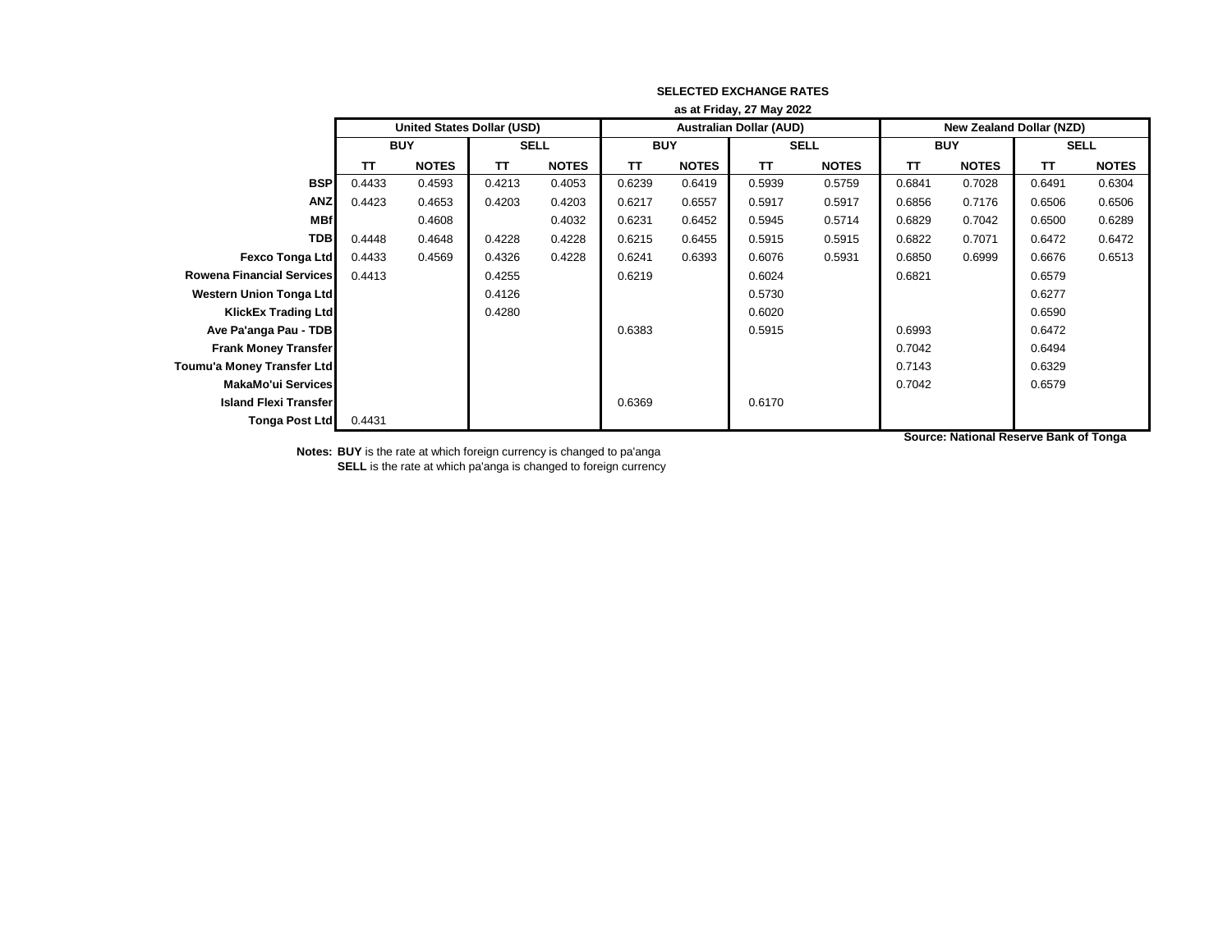**SELECTED EXCHANGE RATES**

**as at Friday, 27 May 2022**

| | United States Dollar (USD) | | | | Australian Dollar (AUD) | | | | New Zealand Dollar (NZD) | | | |
|---|---|---|---|---|---|---|---|---|---|---|---|---|
| | BUY | | SELL | | BUY | | SELL | | BUY | | SELL | |
| | TT | NOTES | TT | NOTES | TT | NOTES | TT | NOTES | TT | NOTES | TT | NOTES |
| **BSP** | 0.4433 | 0.4593 | 0.4213 | 0.4053 | 0.6239 | 0.6419 | 0.5939 | 0.5759 | 0.6841 | 0.7028 | 0.6491 | 0.6304 |
| **ANZ** | 0.4423 | 0.4653 | 0.4203 | 0.4203 | 0.6217 | 0.6557 | 0.5917 | 0.5917 | 0.6856 | 0.7176 | 0.6506 | 0.6506 |
| **MBf** | | 0.4608 | | 0.4032 | 0.6231 | 0.6452 | 0.5945 | 0.5714 | 0.6829 | 0.7042 | 0.6500 | 0.6289 |
| **TDB** | 0.4448 | 0.4648 | 0.4228 | 0.4228 | 0.6215 | 0.6455 | 0.5915 | 0.5915 | 0.6822 | 0.7071 | 0.6472 | 0.6472 |
| **Fexco Tonga Ltd** | 0.4433 | 0.4569 | 0.4326 | 0.4228 | 0.6241 | 0.6393 | 0.6076 | 0.5931 | 0.6850 | 0.6999 | 0.6676 | 0.6513 |
| **Rowena Financial Services** | 0.4413 | | 0.4255 | | 0.6219 | | 0.6024 | | 0.6821 | | 0.6579 | |
| **Western Union Tonga Ltd** | | | 0.4126 | | | | 0.5730 | | | | 0.6277 | |
| **KlickEx Trading Ltd** | | | 0.4280 | | | | 0.6020 | | | | 0.6590 | |
| **Ave Pa'anga Pau - TDB** | | | | | 0.6383 | | 0.5915 | | 0.6993 | | 0.6472 | |
| **Frank Money Transfer** | | | | | | | | | 0.7042 | | 0.6494 | |
| **Toumu'a Money Transfer Ltd** | | | | | | | | | 0.7143 | | 0.6329 | |
| **MakaMo'ui Services** | | | | | | | | | 0.7042 | | 0.6579 | |
| **Island Flexi Transfer** | | | | | 0.6369 | | 0.6170 | | | | | |
| **Tonga Post Ltd** | 0.4431 | | | | | | | | | | | |

**Source: National Reserve Bank of Tonga**

**Notes:** **BUY** is the rate at which foreign currency is changed to pa'anga
**SELL** is the rate at which pa'anga is changed to foreign currency